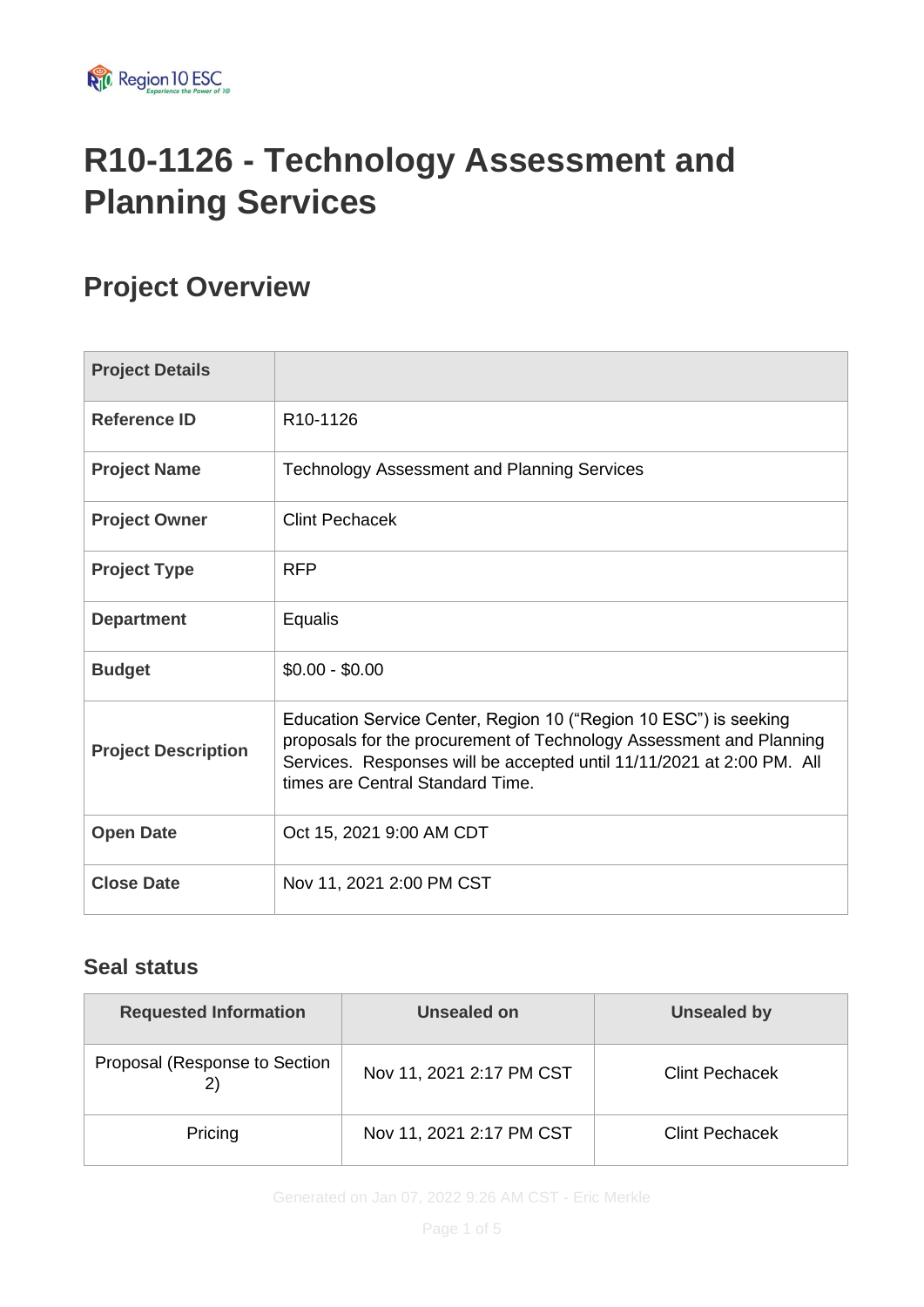# R10-1126 - Technology Assessment and Planning Services

## Project Overview

| Project Details | |
|---|---|
| **Reference ID** | R10-1126 |
| **Project Name** | Technology Assessment and Planning Services |
| **Project Owner** | Clint Pechacek |
| **Project Type** | RFP |
| **Department** | Equalis |
| **Budget** | $0.00 - $0.00 |
| **Project Description** | Education Service Center, Region 10 ("Region 10 ESC") is seeking proposals for the procurement of Technology Assessment and Planning Services. Responses will be accepted until 11/11/2021 at 2:00 PM. All times are Central Standard Time. |
| **Open Date** | Oct 15, 2021 9:00 AM CDT |
| **Close Date** | Nov 11, 2021 2:00 PM CST |

### Seal status

| Requested Information | Unsealed on | Unsealed by |
|---|---|---|
| Proposal (Response to Section 2) | Nov 11, 2021 2:17 PM CST | Clint Pechacek |
| Pricing | Nov 11, 2021 2:17 PM CST | Clint Pechacek |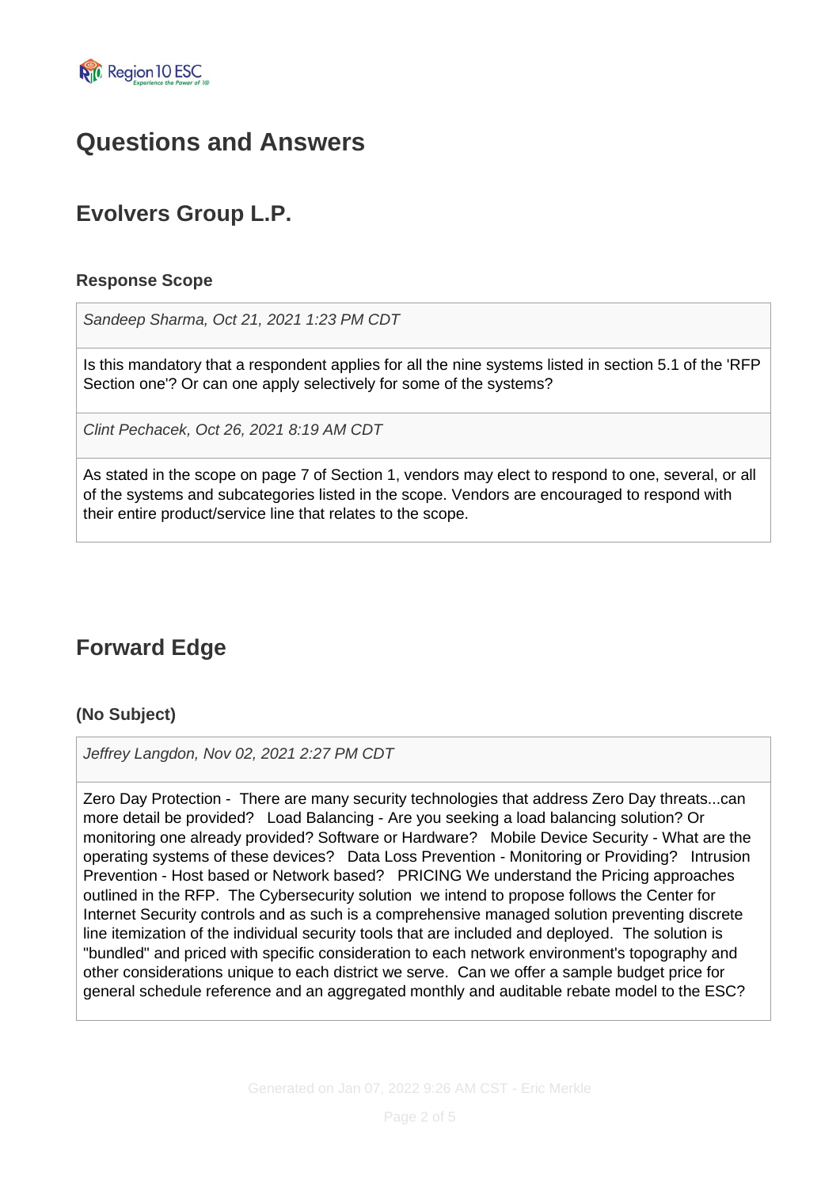# Questions and Answers

## Evolvers Group L.P.

### Response Scope

*Sandeep Sharma, Oct 21, 2021 1:23 PM CDT*

Is this mandatory that a respondent applies for all the nine systems listed in section 5.1 of the 'RFP Section one'? Or can one apply selectively for some of the systems?

*Clint Pechacek, Oct 26, 2021 8:19 AM CDT*

As stated in the scope on page 7 of Section 1, vendors may elect to respond to one, several, or all of the systems and subcategories listed in the scope. Vendors are encouraged to respond with their entire product/service line that relates to the scope.

## Forward Edge

### (No Subject)

*Jeffrey Langdon, Nov 02, 2021 2:27 PM CDT*

Zero Day Protection - There are many security technologies that address Zero Day threats...can more detail be provided? Load Balancing - Are you seeking a load balancing solution? Or monitoring one already provided? Software or Hardware? Mobile Device Security - What are the operating systems of these devices? Data Loss Prevention - Monitoring or Providing? Intrusion Prevention - Host based or Network based? PRICING We understand the Pricing approaches outlined in the RFP. The Cybersecurity solution we intend to propose follows the Center for Internet Security controls and as such is a comprehensive managed solution preventing discrete line itemization of the individual security tools that are included and deployed. The solution is "bundled" and priced with specific consideration to each network environment's topography and other considerations unique to each district we serve. Can we offer a sample budget price for general schedule reference and an aggregated monthly and auditable rebate model to the ESC?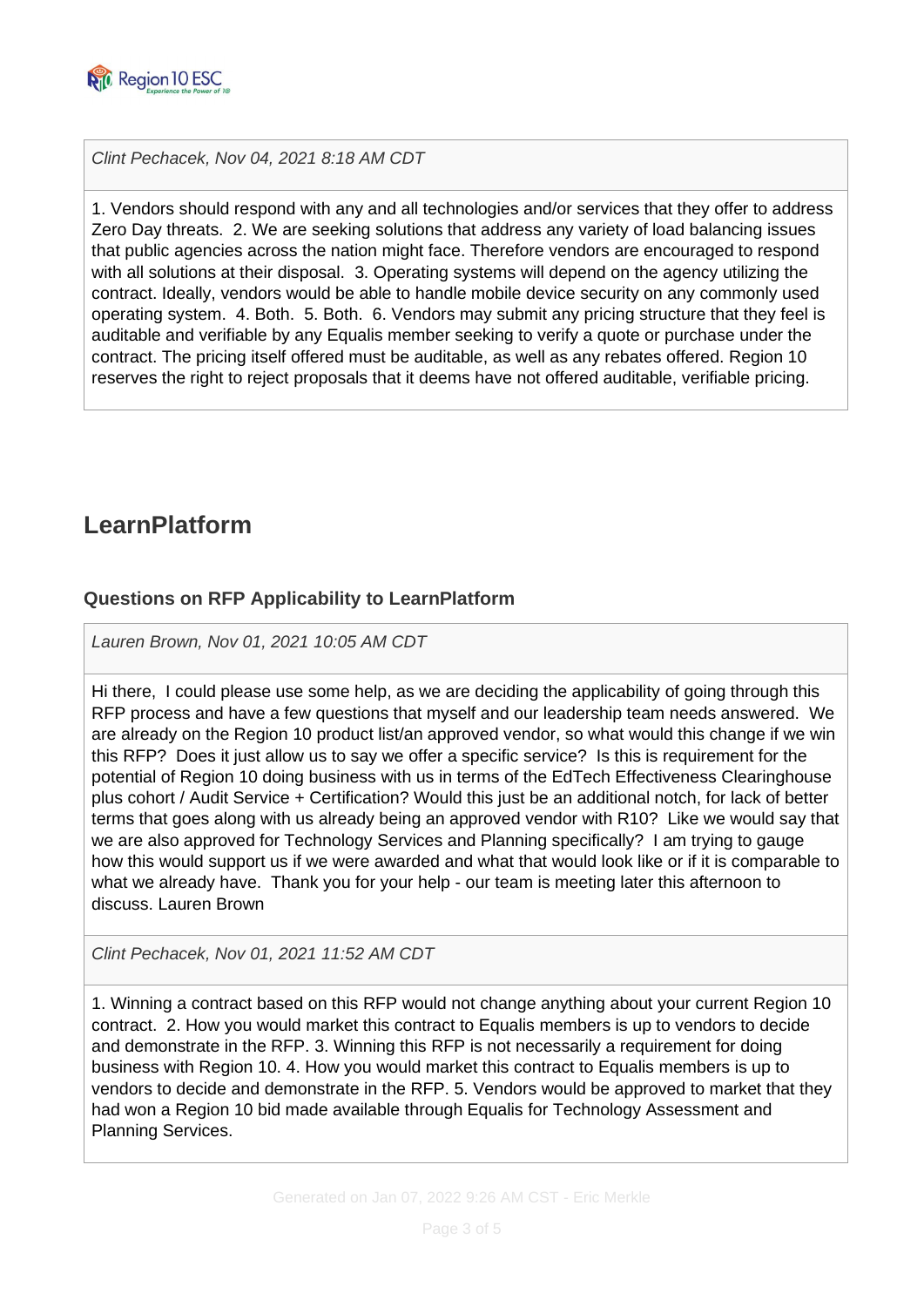*Clint Pechacek, Nov 04, 2021 8:18 AM CDT*

1. Vendors should respond with any and all technologies and/or services that they offer to address Zero Day threats. 2. We are seeking solutions that address any variety of load balancing issues that public agencies across the nation might face. Therefore vendors are encouraged to respond with all solutions at their disposal. 3. Operating systems will depend on the agency utilizing the contract. Ideally, vendors would be able to handle mobile device security on any commonly used operating system. 4. Both. 5. Both. 6. Vendors may submit any pricing structure that they feel is auditable and verifiable by any Equalis member seeking to verify a quote or purchase under the contract. The pricing itself offered must be auditable, as well as any rebates offered. Region 10 reserves the right to reject proposals that it deems have not offered auditable, verifiable pricing.

## LearnPlatform

### Questions on RFP Applicability to LearnPlatform

*Lauren Brown, Nov 01, 2021 10:05 AM CDT*

Hi there, I could please use some help, as we are deciding the applicability of going through this RFP process and have a few questions that myself and our leadership team needs answered. We are already on the Region 10 product list/an approved vendor, so what would this change if we win this RFP? Does it just allow us to say we offer a specific service? Is this is requirement for the potential of Region 10 doing business with us in terms of the EdTech Effectiveness Clearinghouse plus cohort / Audit Service + Certification? Would this just be an additional notch, for lack of better terms that goes along with us already being an approved vendor with R10? Like we would say that we are also approved for Technology Services and Planning specifically? I am trying to gauge how this would support us if we were awarded and what that would look like or if it is comparable to what we already have. Thank you for your help - our team is meeting later this afternoon to discuss. Lauren Brown

*Clint Pechacek, Nov 01, 2021 11:52 AM CDT*

1. Winning a contract based on this RFP would not change anything about your current Region 10 contract. 2. How you would market this contract to Equalis members is up to vendors to decide and demonstrate in the RFP. 3. Winning this RFP is not necessarily a requirement for doing business with Region 10. 4. How you would market this contract to Equalis members is up to vendors to decide and demonstrate in the RFP. 5. Vendors would be approved to market that they had won a Region 10 bid made available through Equalis for Technology Assessment and Planning Services.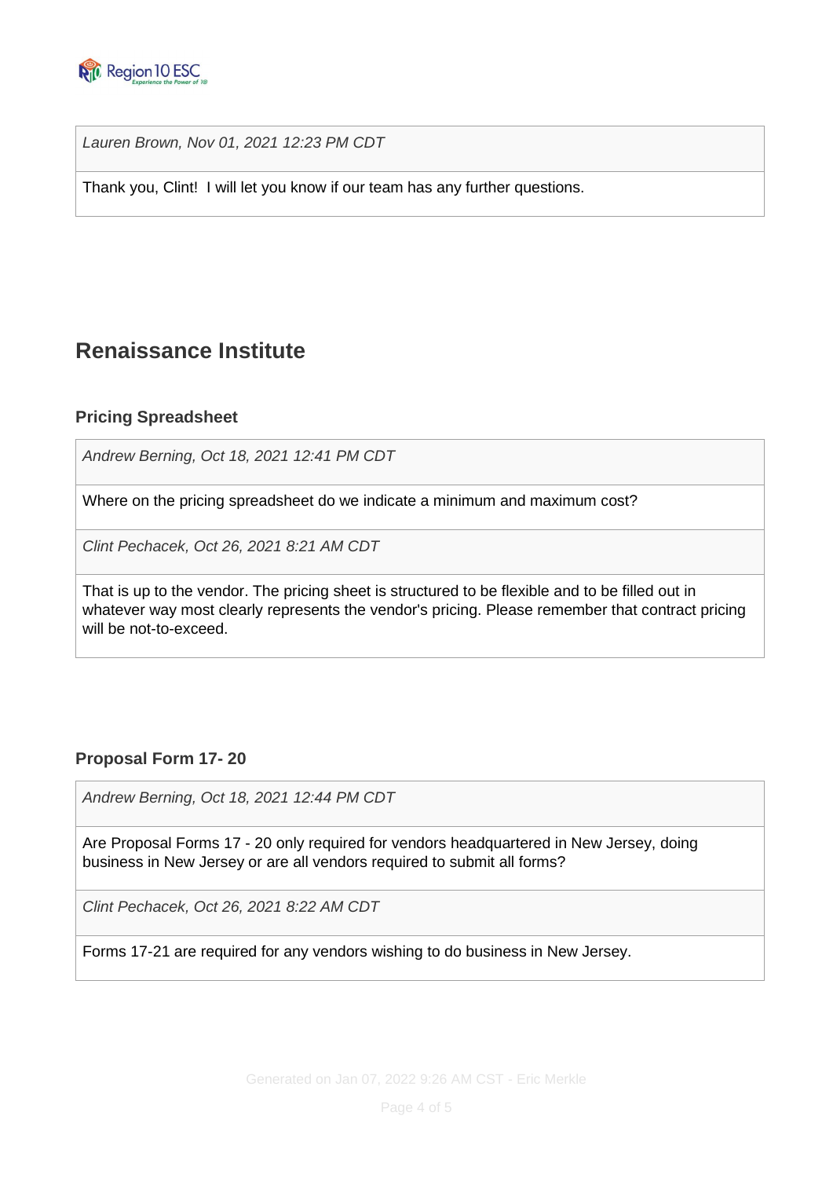*Lauren Brown, Nov 01, 2021 12:23 PM CDT*

Thank you, Clint!  I will let you know if our team has any further questions.

## Renaissance Institute

### Pricing Spreadsheet

*Andrew Berning, Oct 18, 2021 12:41 PM CDT*

Where on the pricing spreadsheet do we indicate a minimum and maximum cost?

*Clint Pechacek, Oct 26, 2021 8:21 AM CDT*

That is up to the vendor. The pricing sheet is structured to be flexible and to be filled out in whatever way most clearly represents the vendor's pricing. Please remember that contract pricing will be not-to-exceed.

### Proposal Form 17- 20

*Andrew Berning, Oct 18, 2021 12:44 PM CDT*

Are Proposal Forms 17 - 20 only required for vendors headquartered in New Jersey, doing business in New Jersey or are all vendors required to submit all forms?

*Clint Pechacek, Oct 26, 2021 8:22 AM CDT*

Forms 17-21 are required for any vendors wishing to do business in New Jersey.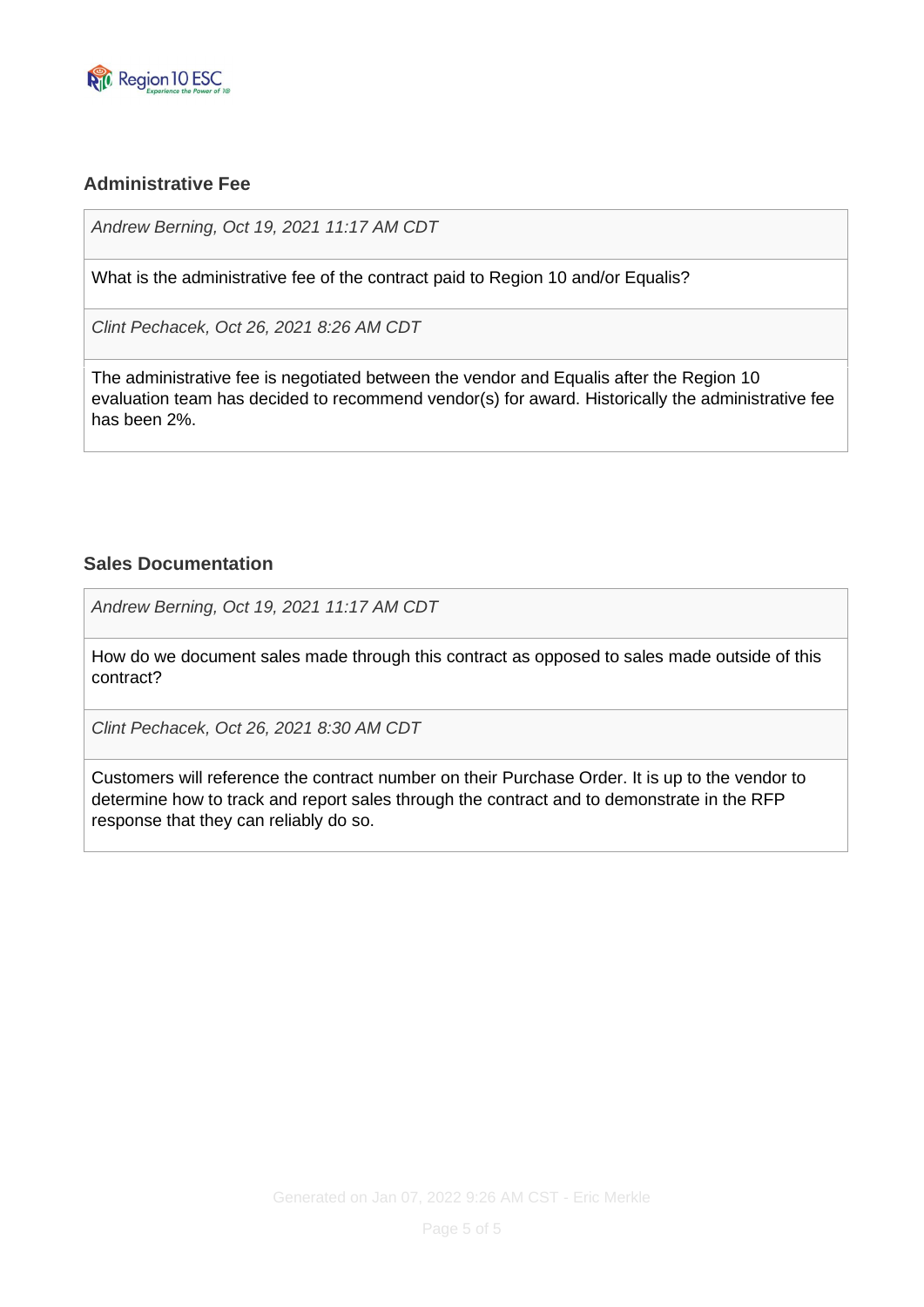### Administrative Fee

*Andrew Berning, Oct 19, 2021 11:17 AM CDT*

What is the administrative fee of the contract paid to Region 10 and/or Equalis?

*Clint Pechacek, Oct 26, 2021 8:26 AM CDT*

The administrative fee is negotiated between the vendor and Equalis after the Region 10 evaluation team has decided to recommend vendor(s) for award. Historically the administrative fee has been 2%.

### Sales Documentation

*Andrew Berning, Oct 19, 2021 11:17 AM CDT*

How do we document sales made through this contract as opposed to sales made outside of this contract?

*Clint Pechacek, Oct 26, 2021 8:30 AM CDT*

Customers will reference the contract number on their Purchase Order. It is up to the vendor to determine how to track and report sales through the contract and to demonstrate in the RFP response that they can reliably do so.